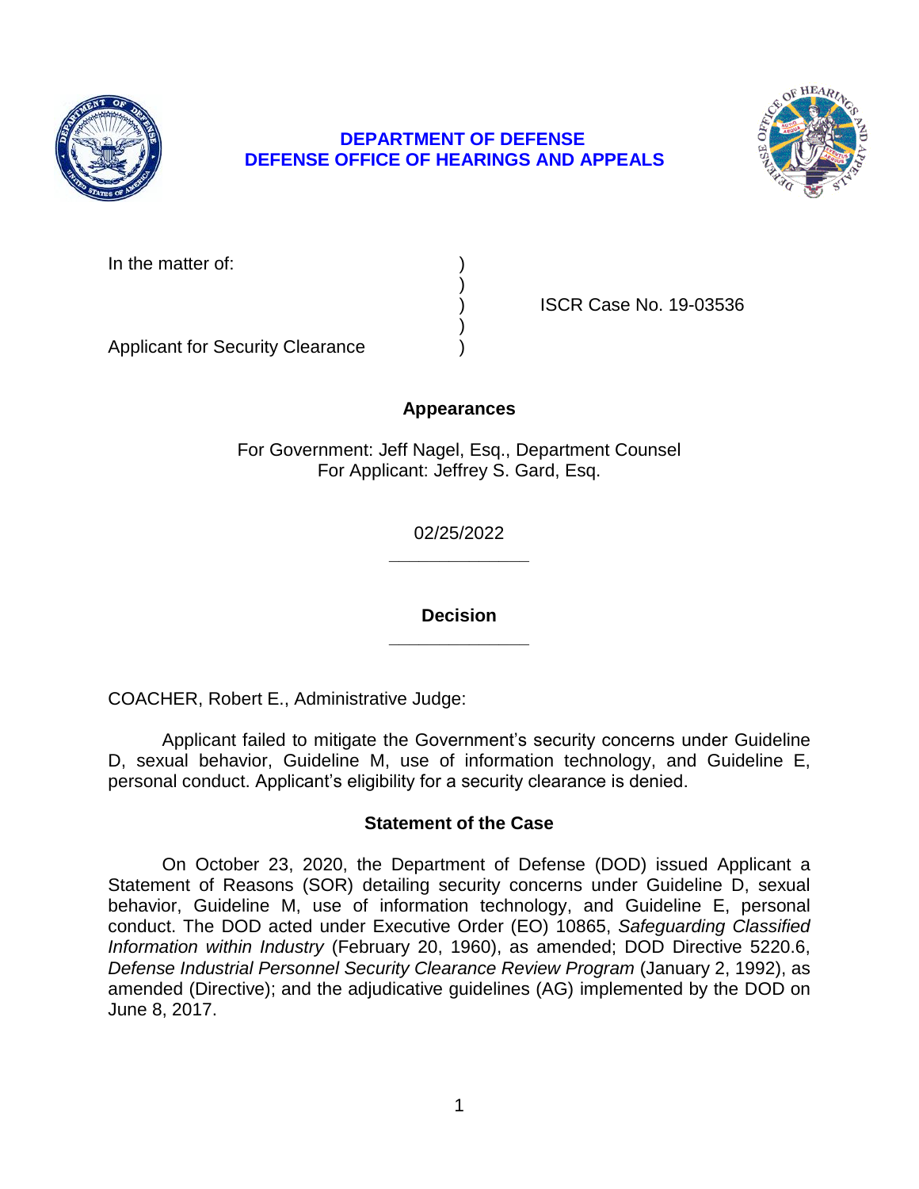**DEPARTMENT OF DEFENSE**
**DEFENSE OFFICE OF HEARINGS AND APPEALS**

| | | |
|---|---|---|
| In the matter of: | ) | |
| | ) | |
| | ) | ISCR Case No. 19-03536 |
| | ) | |
| Applicant for Security Clearance | ) | |

### Appearances

For Government: Jeff Nagel, Esq., Department Counsel
For Applicant: Jeffrey S. Gard, Esq.

02/25/2022

______________

### Decision

______________

COACHER, Robert E., Administrative Judge:

Applicant failed to mitigate the Government's security concerns under Guideline D, sexual behavior, Guideline M, use of information technology, and Guideline E, personal conduct. Applicant's eligibility for a security clearance is denied.

### Statement of the Case

On October 23, 2020, the Department of Defense (DOD) issued Applicant a Statement of Reasons (SOR) detailing security concerns under Guideline D, sexual behavior, Guideline M, use of information technology, and Guideline E, personal conduct. The DOD acted under Executive Order (EO) 10865, *Safeguarding Classified Information within Industry* (February 20, 1960), as amended; DOD Directive 5220.6, *Defense Industrial Personnel Security Clearance Review Program* (January 2, 1992), as amended (Directive); and the adjudicative guidelines (AG) implemented by the DOD on June 8, 2017.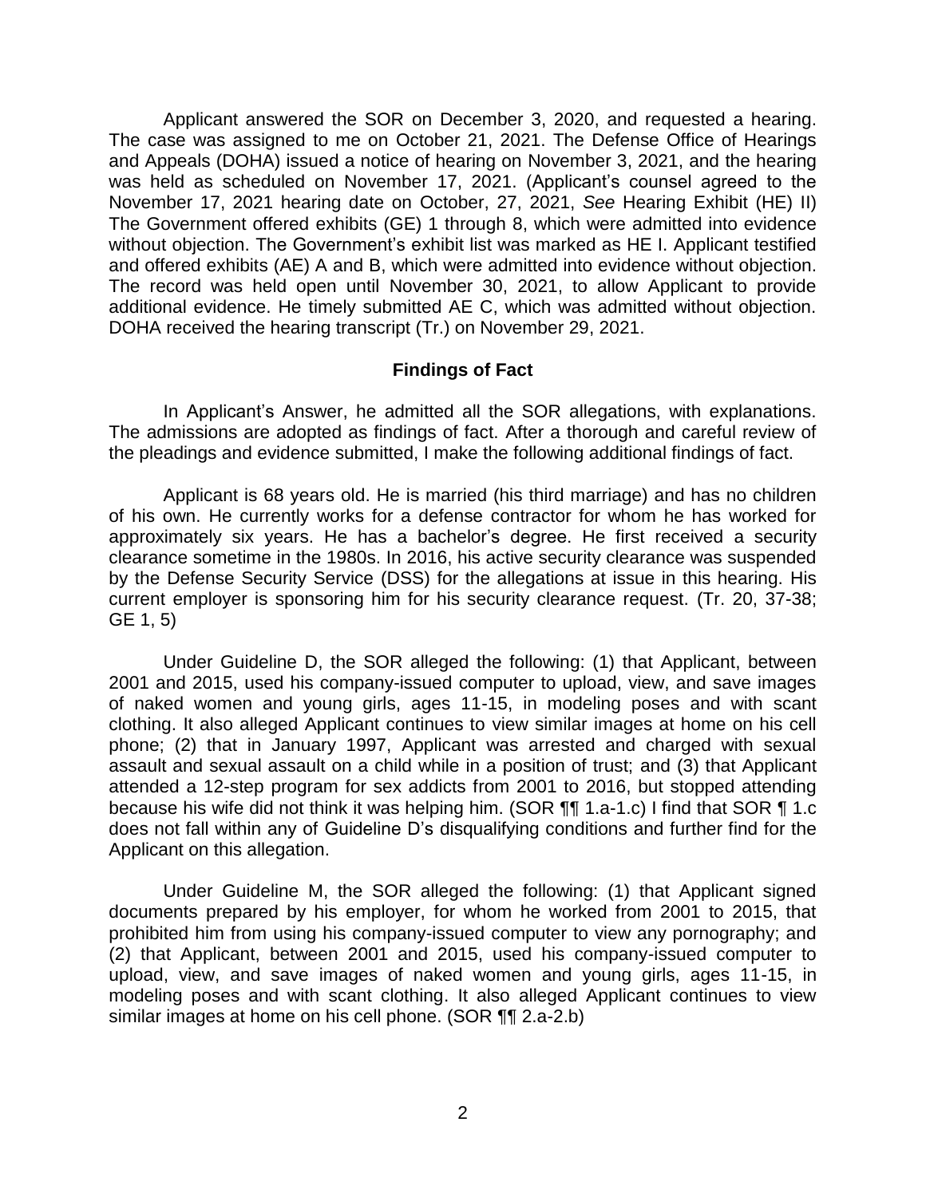Applicant answered the SOR on December 3, 2020, and requested a hearing. The case was assigned to me on October 21, 2021. The Defense Office of Hearings and Appeals (DOHA) issued a notice of hearing on November 3, 2021, and the hearing was held as scheduled on November 17, 2021. (Applicant's counsel agreed to the November 17, 2021 hearing date on October, 27, 2021, *See* Hearing Exhibit (HE) II) The Government offered exhibits (GE) 1 through 8, which were admitted into evidence without objection. The Government's exhibit list was marked as HE I. Applicant testified and offered exhibits (AE) A and B, which were admitted into evidence without objection. The record was held open until November 30, 2021, to allow Applicant to provide additional evidence. He timely submitted AE C, which was admitted without objection. DOHA received the hearing transcript (Tr.) on November 29, 2021.

## Findings of Fact

In Applicant's Answer, he admitted all the SOR allegations, with explanations. The admissions are adopted as findings of fact. After a thorough and careful review of the pleadings and evidence submitted, I make the following additional findings of fact.

Applicant is 68 years old. He is married (his third marriage) and has no children of his own. He currently works for a defense contractor for whom he has worked for approximately six years. He has a bachelor's degree. He first received a security clearance sometime in the 1980s. In 2016, his active security clearance was suspended by the Defense Security Service (DSS) for the allegations at issue in this hearing. His current employer is sponsoring him for his security clearance request. (Tr. 20, 37-38; GE 1, 5)

Under Guideline D, the SOR alleged the following: (1) that Applicant, between 2001 and 2015, used his company-issued computer to upload, view, and save images of naked women and young girls, ages 11-15, in modeling poses and with scant clothing. It also alleged Applicant continues to view similar images at home on his cell phone; (2) that in January 1997, Applicant was arrested and charged with sexual assault and sexual assault on a child while in a position of trust; and (3) that Applicant attended a 12-step program for sex addicts from 2001 to 2016, but stopped attending because his wife did not think it was helping him. (SOR ¶¶ 1.a-1.c) I find that SOR ¶ 1.c does not fall within any of Guideline D's disqualifying conditions and further find for the Applicant on this allegation.

Under Guideline M, the SOR alleged the following: (1) that Applicant signed documents prepared by his employer, for whom he worked from 2001 to 2015, that prohibited him from using his company-issued computer to view any pornography; and (2) that Applicant, between 2001 and 2015, used his company-issued computer to upload, view, and save images of naked women and young girls, ages 11-15, in modeling poses and with scant clothing. It also alleged Applicant continues to view similar images at home on his cell phone. (SOR ¶¶ 2.a-2.b)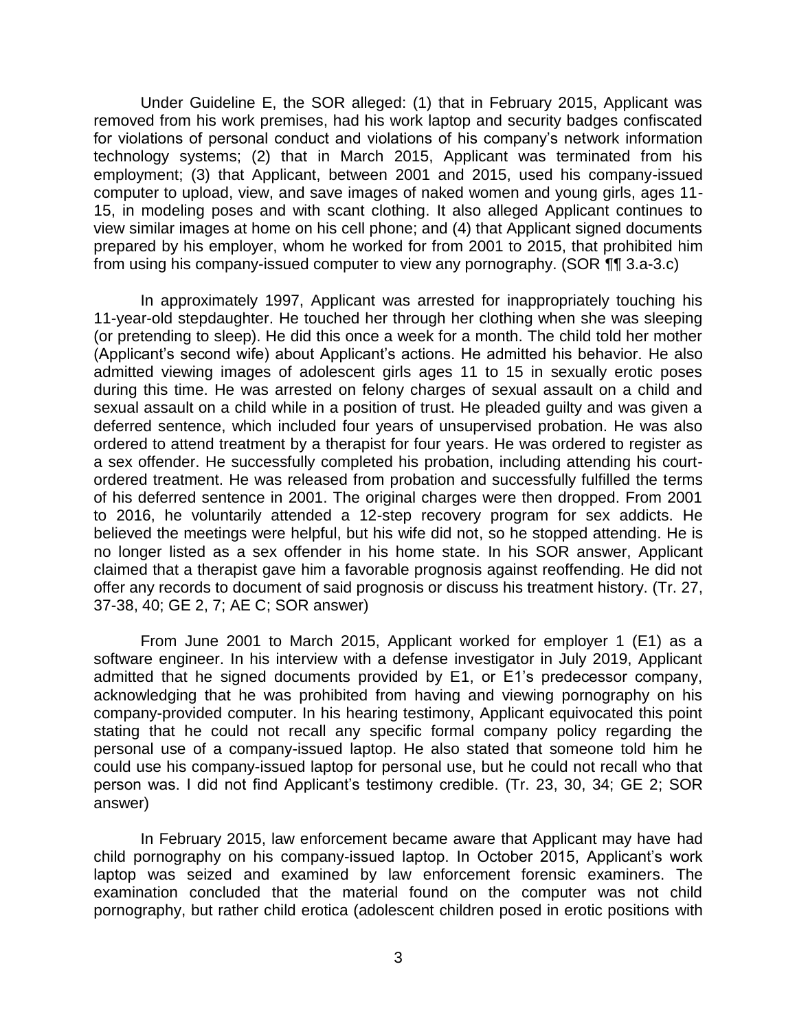Under Guideline E, the SOR alleged: (1) that in February 2015, Applicant was removed from his work premises, had his work laptop and security badges confiscated for violations of personal conduct and violations of his company's network information technology systems; (2) that in March 2015, Applicant was terminated from his employment; (3) that Applicant, between 2001 and 2015, used his company-issued computer to upload, view, and save images of naked women and young girls, ages 11-15, in modeling poses and with scant clothing. It also alleged Applicant continues to view similar images at home on his cell phone; and (4) that Applicant signed documents prepared by his employer, whom he worked for from 2001 to 2015, that prohibited him from using his company-issued computer to view any pornography. (SOR ¶¶ 3.a-3.c)

In approximately 1997, Applicant was arrested for inappropriately touching his 11-year-old stepdaughter. He touched her through her clothing when she was sleeping (or pretending to sleep). He did this once a week for a month. The child told her mother (Applicant's second wife) about Applicant's actions. He admitted his behavior. He also admitted viewing images of adolescent girls ages 11 to 15 in sexually erotic poses during this time. He was arrested on felony charges of sexual assault on a child and sexual assault on a child while in a position of trust. He pleaded guilty and was given a deferred sentence, which included four years of unsupervised probation. He was also ordered to attend treatment by a therapist for four years. He was ordered to register as a sex offender. He successfully completed his probation, including attending his court-ordered treatment. He was released from probation and successfully fulfilled the terms of his deferred sentence in 2001. The original charges were then dropped. From 2001 to 2016, he voluntarily attended a 12-step recovery program for sex addicts. He believed the meetings were helpful, but his wife did not, so he stopped attending. He is no longer listed as a sex offender in his home state. In his SOR answer, Applicant claimed that a therapist gave him a favorable prognosis against reoffending. He did not offer any records to document of said prognosis or discuss his treatment history. (Tr. 27, 37-38, 40; GE 2, 7; AE C; SOR answer)

From June 2001 to March 2015, Applicant worked for employer 1 (E1) as a software engineer. In his interview with a defense investigator in July 2019, Applicant admitted that he signed documents provided by E1, or E1's predecessor company, acknowledging that he was prohibited from having and viewing pornography on his company-provided computer. In his hearing testimony, Applicant equivocated this point stating that he could not recall any specific formal company policy regarding the personal use of a company-issued laptop. He also stated that someone told him he could use his company-issued laptop for personal use, but he could not recall who that person was. I did not find Applicant's testimony credible. (Tr. 23, 30, 34; GE 2; SOR answer)

In February 2015, law enforcement became aware that Applicant may have had child pornography on his company-issued laptop. In October 2015, Applicant's work laptop was seized and examined by law enforcement forensic examiners. The examination concluded that the material found on the computer was not child pornography, but rather child erotica (adolescent children posed in erotic positions with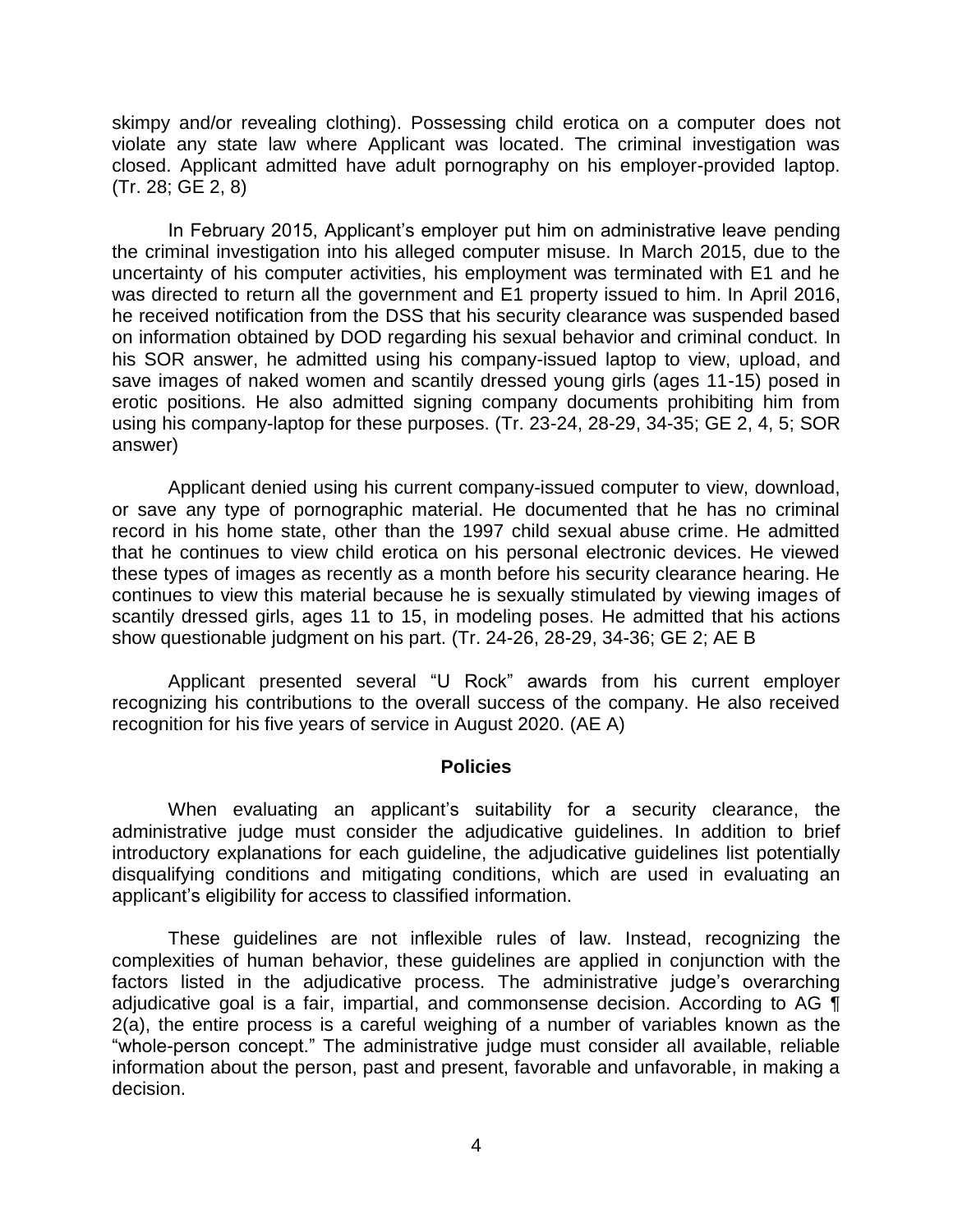skimpy and/or revealing clothing). Possessing child erotica on a computer does not violate any state law where Applicant was located. The criminal investigation was closed. Applicant admitted have adult pornography on his employer-provided laptop. (Tr. 28; GE 2, 8)

In February 2015, Applicant's employer put him on administrative leave pending the criminal investigation into his alleged computer misuse. In March 2015, due to the uncertainty of his computer activities, his employment was terminated with E1 and he was directed to return all the government and E1 property issued to him. In April 2016, he received notification from the DSS that his security clearance was suspended based on information obtained by DOD regarding his sexual behavior and criminal conduct. In his SOR answer, he admitted using his company-issued laptop to view, upload, and save images of naked women and scantily dressed young girls (ages 11-15) posed in erotic positions. He also admitted signing company documents prohibiting him from using his company-laptop for these purposes. (Tr. 23-24, 28-29, 34-35; GE 2, 4, 5; SOR answer)

Applicant denied using his current company-issued computer to view, download, or save any type of pornographic material. He documented that he has no criminal record in his home state, other than the 1997 child sexual abuse crime. He admitted that he continues to view child erotica on his personal electronic devices. He viewed these types of images as recently as a month before his security clearance hearing. He continues to view this material because he is sexually stimulated by viewing images of scantily dressed girls, ages 11 to 15, in modeling poses. He admitted that his actions show questionable judgment on his part. (Tr. 24-26, 28-29, 34-36; GE 2; AE B

Applicant presented several "U Rock" awards from his current employer recognizing his contributions to the overall success of the company. He also received recognition for his five years of service in August 2020. (AE A)

## Policies

When evaluating an applicant's suitability for a security clearance, the administrative judge must consider the adjudicative guidelines. In addition to brief introductory explanations for each guideline, the adjudicative guidelines list potentially disqualifying conditions and mitigating conditions, which are used in evaluating an applicant's eligibility for access to classified information.

These guidelines are not inflexible rules of law. Instead, recognizing the complexities of human behavior, these guidelines are applied in conjunction with the factors listed in the adjudicative process. The administrative judge's overarching adjudicative goal is a fair, impartial, and commonsense decision. According to AG ¶ 2(a), the entire process is a careful weighing of a number of variables known as the "whole-person concept." The administrative judge must consider all available, reliable information about the person, past and present, favorable and unfavorable, in making a decision.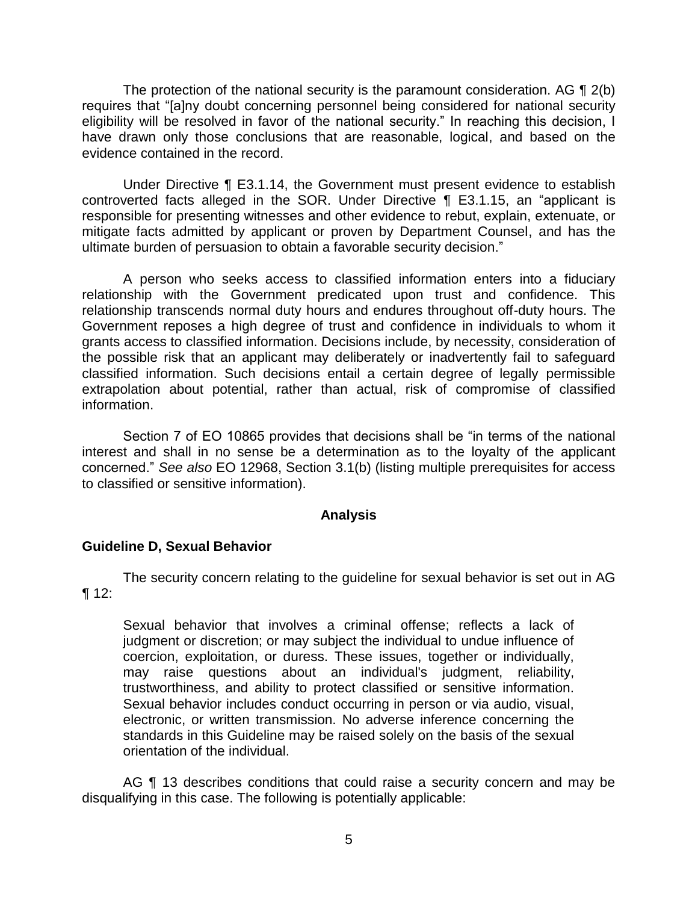The protection of the national security is the paramount consideration. AG ¶ 2(b) requires that "[a]ny doubt concerning personnel being considered for national security eligibility will be resolved in favor of the national security." In reaching this decision, I have drawn only those conclusions that are reasonable, logical, and based on the evidence contained in the record.

Under Directive ¶ E3.1.14, the Government must present evidence to establish controverted facts alleged in the SOR. Under Directive ¶ E3.1.15, an "applicant is responsible for presenting witnesses and other evidence to rebut, explain, extenuate, or mitigate facts admitted by applicant or proven by Department Counsel, and has the ultimate burden of persuasion to obtain a favorable security decision."

A person who seeks access to classified information enters into a fiduciary relationship with the Government predicated upon trust and confidence. This relationship transcends normal duty hours and endures throughout off-duty hours. The Government reposes a high degree of trust and confidence in individuals to whom it grants access to classified information. Decisions include, by necessity, consideration of the possible risk that an applicant may deliberately or inadvertently fail to safeguard classified information. Such decisions entail a certain degree of legally permissible extrapolation about potential, rather than actual, risk of compromise of classified information.

Section 7 of EO 10865 provides that decisions shall be "in terms of the national interest and shall in no sense be a determination as to the loyalty of the applicant concerned." *See also* EO 12968, Section 3.1(b) (listing multiple prerequisites for access to classified or sensitive information).

## Analysis

### Guideline D, Sexual Behavior

The security concern relating to the guideline for sexual behavior is set out in AG ¶ 12:

> Sexual behavior that involves a criminal offense; reflects a lack of judgment or discretion; or may subject the individual to undue influence of coercion, exploitation, or duress. These issues, together or individually, may raise questions about an individual's judgment, reliability, trustworthiness, and ability to protect classified or sensitive information. Sexual behavior includes conduct occurring in person or via audio, visual, electronic, or written transmission. No adverse inference concerning the standards in this Guideline may be raised solely on the basis of the sexual orientation of the individual.

AG ¶ 13 describes conditions that could raise a security concern and may be disqualifying in this case. The following is potentially applicable: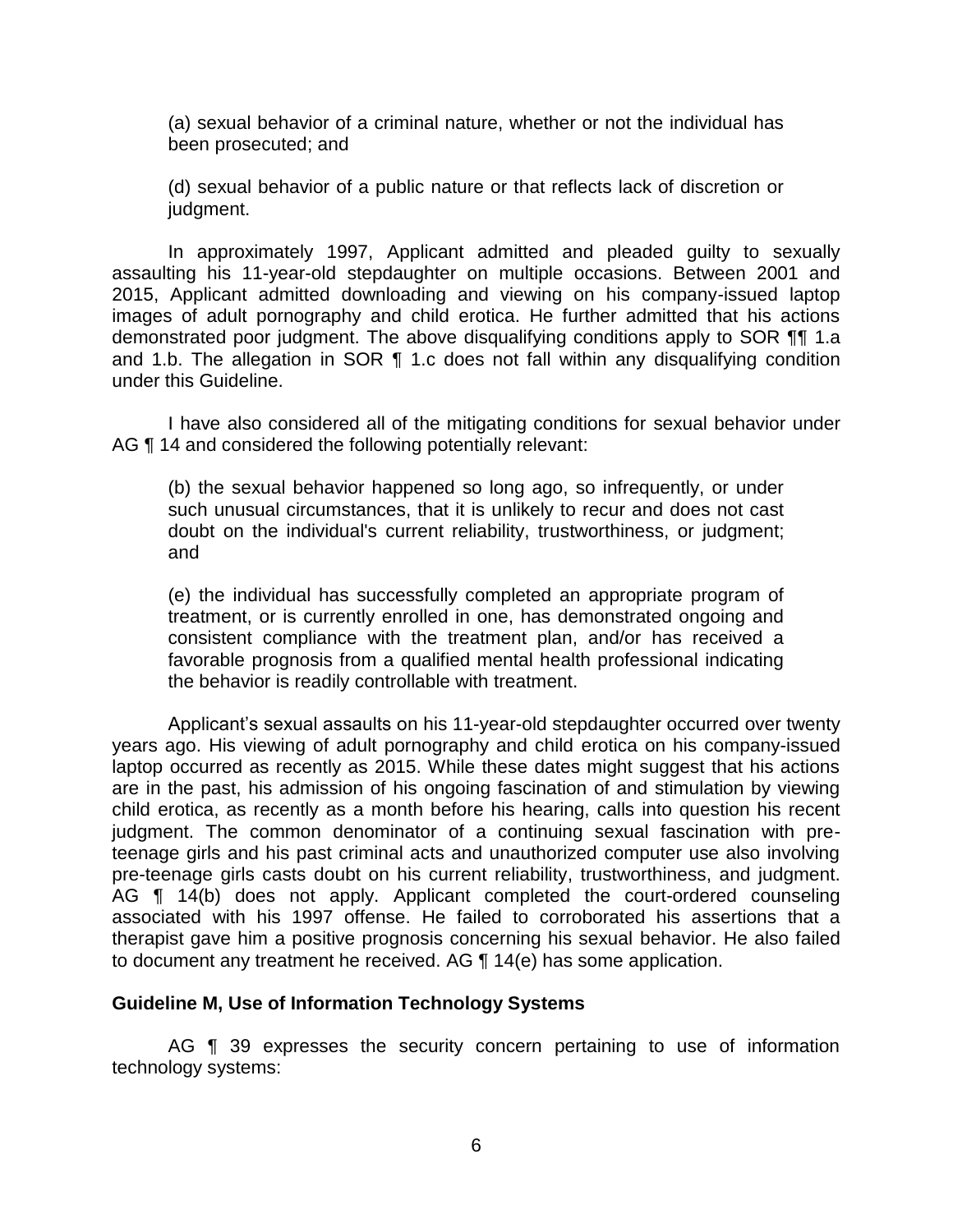(a) sexual behavior of a criminal nature, whether or not the individual has been prosecuted; and

(d) sexual behavior of a public nature or that reflects lack of discretion or judgment.

In approximately 1997, Applicant admitted and pleaded guilty to sexually assaulting his 11-year-old stepdaughter on multiple occasions. Between 2001 and 2015, Applicant admitted downloading and viewing on his company-issued laptop images of adult pornography and child erotica. He further admitted that his actions demonstrated poor judgment. The above disqualifying conditions apply to SOR ¶¶ 1.a and 1.b. The allegation in SOR ¶ 1.c does not fall within any disqualifying condition under this Guideline.

I have also considered all of the mitigating conditions for sexual behavior under AG ¶ 14 and considered the following potentially relevant:

(b) the sexual behavior happened so long ago, so infrequently, or under such unusual circumstances, that it is unlikely to recur and does not cast doubt on the individual's current reliability, trustworthiness, or judgment; and

(e) the individual has successfully completed an appropriate program of treatment, or is currently enrolled in one, has demonstrated ongoing and consistent compliance with the treatment plan, and/or has received a favorable prognosis from a qualified mental health professional indicating the behavior is readily controllable with treatment.

Applicant's sexual assaults on his 11-year-old stepdaughter occurred over twenty years ago. His viewing of adult pornography and child erotica on his company-issued laptop occurred as recently as 2015. While these dates might suggest that his actions are in the past, his admission of his ongoing fascination of and stimulation by viewing child erotica, as recently as a month before his hearing, calls into question his recent judgment. The common denominator of a continuing sexual fascination with pre-teenage girls and his past criminal acts and unauthorized computer use also involving pre-teenage girls casts doubt on his current reliability, trustworthiness, and judgment. AG ¶ 14(b) does not apply. Applicant completed the court-ordered counseling associated with his 1997 offense. He failed to corroborated his assertions that a therapist gave him a positive prognosis concerning his sexual behavior. He also failed to document any treatment he received. AG ¶ 14(e) has some application.

## Guideline M, Use of Information Technology Systems

AG ¶ 39 expresses the security concern pertaining to use of information technology systems: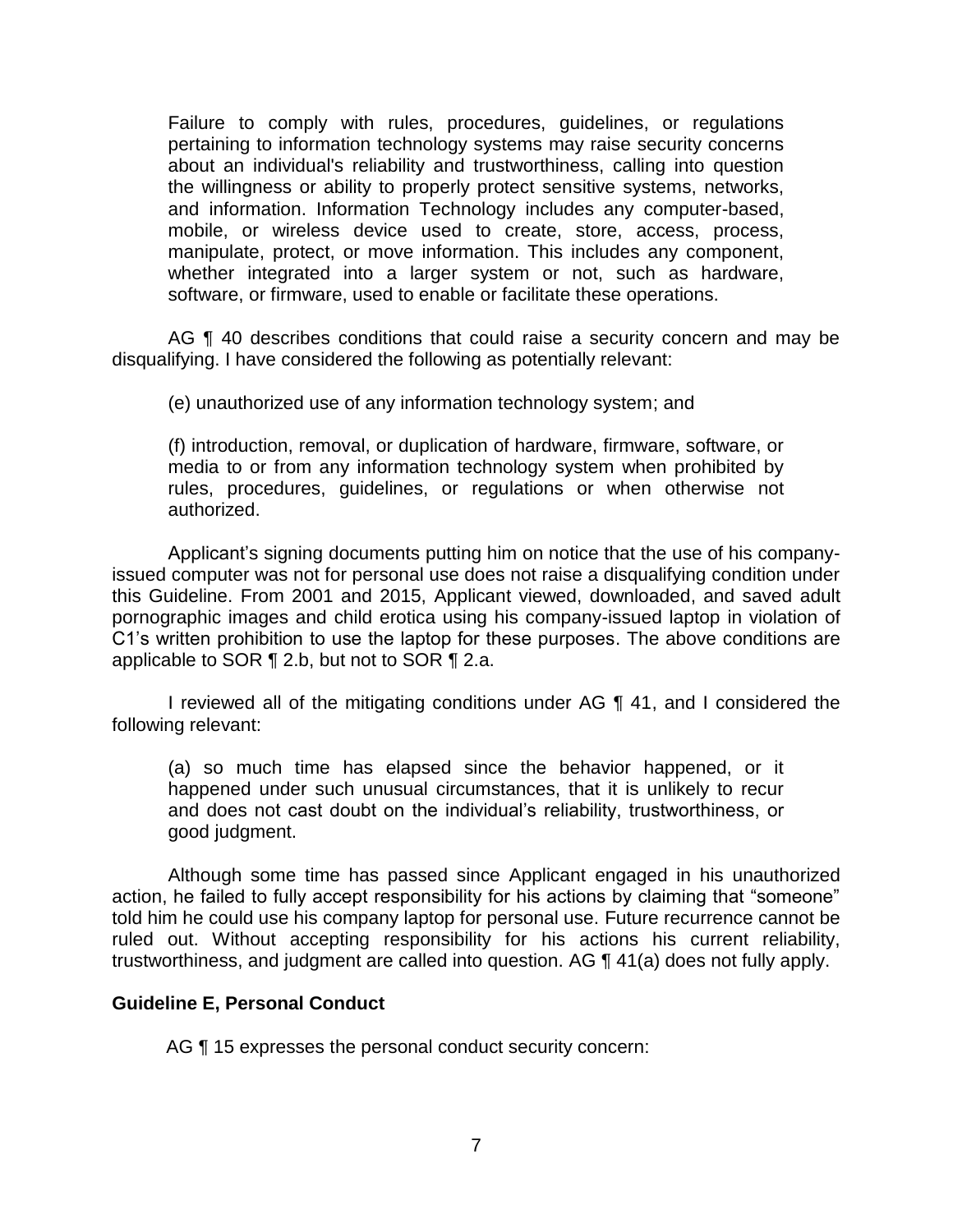> Failure to comply with rules, procedures, guidelines, or regulations pertaining to information technology systems may raise security concerns about an individual's reliability and trustworthiness, calling into question the willingness or ability to properly protect sensitive systems, networks, and information. Information Technology includes any computer-based, mobile, or wireless device used to create, store, access, process, manipulate, protect, or move information. This includes any component, whether integrated into a larger system or not, such as hardware, software, or firmware, used to enable or facilitate these operations.

AG ¶ 40 describes conditions that could raise a security concern and may be disqualifying. I have considered the following as potentially relevant:

> (e) unauthorized use of any information technology system; and
>
> (f) introduction, removal, or duplication of hardware, firmware, software, or media to or from any information technology system when prohibited by rules, procedures, guidelines, or regulations or when otherwise not authorized.

Applicant's signing documents putting him on notice that the use of his company-issued computer was not for personal use does not raise a disqualifying condition under this Guideline. From 2001 and 2015, Applicant viewed, downloaded, and saved adult pornographic images and child erotica using his company-issued laptop in violation of C1's written prohibition to use the laptop for these purposes. The above conditions are applicable to SOR ¶ 2.b, but not to SOR ¶ 2.a.

I reviewed all of the mitigating conditions under AG ¶ 41, and I considered the following relevant:

> (a) so much time has elapsed since the behavior happened, or it happened under such unusual circumstances, that it is unlikely to recur and does not cast doubt on the individual's reliability, trustworthiness, or good judgment.

Although some time has passed since Applicant engaged in his unauthorized action, he failed to fully accept responsibility for his actions by claiming that "someone" told him he could use his company laptop for personal use. Future recurrence cannot be ruled out. Without accepting responsibility for his actions his current reliability, trustworthiness, and judgment are called into question. AG ¶ 41(a) does not fully apply.

**Guideline E, Personal Conduct**

AG ¶ 15 expresses the personal conduct security concern: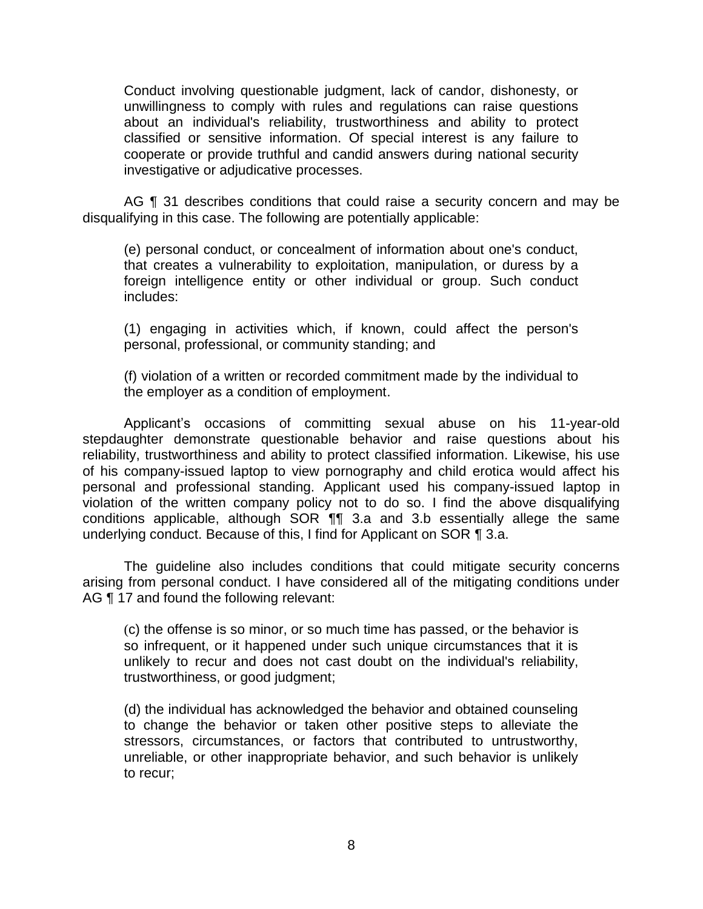Conduct involving questionable judgment, lack of candor, dishonesty, or unwillingness to comply with rules and regulations can raise questions about an individual's reliability, trustworthiness and ability to protect classified or sensitive information. Of special interest is any failure to cooperate or provide truthful and candid answers during national security investigative or adjudicative processes.

AG ¶ 31 describes conditions that could raise a security concern and may be disqualifying in this case. The following are potentially applicable:

(e) personal conduct, or concealment of information about one's conduct, that creates a vulnerability to exploitation, manipulation, or duress by a foreign intelligence entity or other individual or group. Such conduct includes:

(1) engaging in activities which, if known, could affect the person's personal, professional, or community standing; and

(f) violation of a written or recorded commitment made by the individual to the employer as a condition of employment.

Applicant's occasions of committing sexual abuse on his 11-year-old stepdaughter demonstrate questionable behavior and raise questions about his reliability, trustworthiness and ability to protect classified information. Likewise, his use of his company-issued laptop to view pornography and child erotica would affect his personal and professional standing. Applicant used his company-issued laptop in violation of the written company policy not to do so. I find the above disqualifying conditions applicable, although SOR ¶¶ 3.a and 3.b essentially allege the same underlying conduct. Because of this, I find for Applicant on SOR ¶ 3.a.

The guideline also includes conditions that could mitigate security concerns arising from personal conduct. I have considered all of the mitigating conditions under AG ¶ 17 and found the following relevant:

(c) the offense is so minor, or so much time has passed, or the behavior is so infrequent, or it happened under such unique circumstances that it is unlikely to recur and does not cast doubt on the individual's reliability, trustworthiness, or good judgment;

(d) the individual has acknowledged the behavior and obtained counseling to change the behavior or taken other positive steps to alleviate the stressors, circumstances, or factors that contributed to untrustworthy, unreliable, or other inappropriate behavior, and such behavior is unlikely to recur;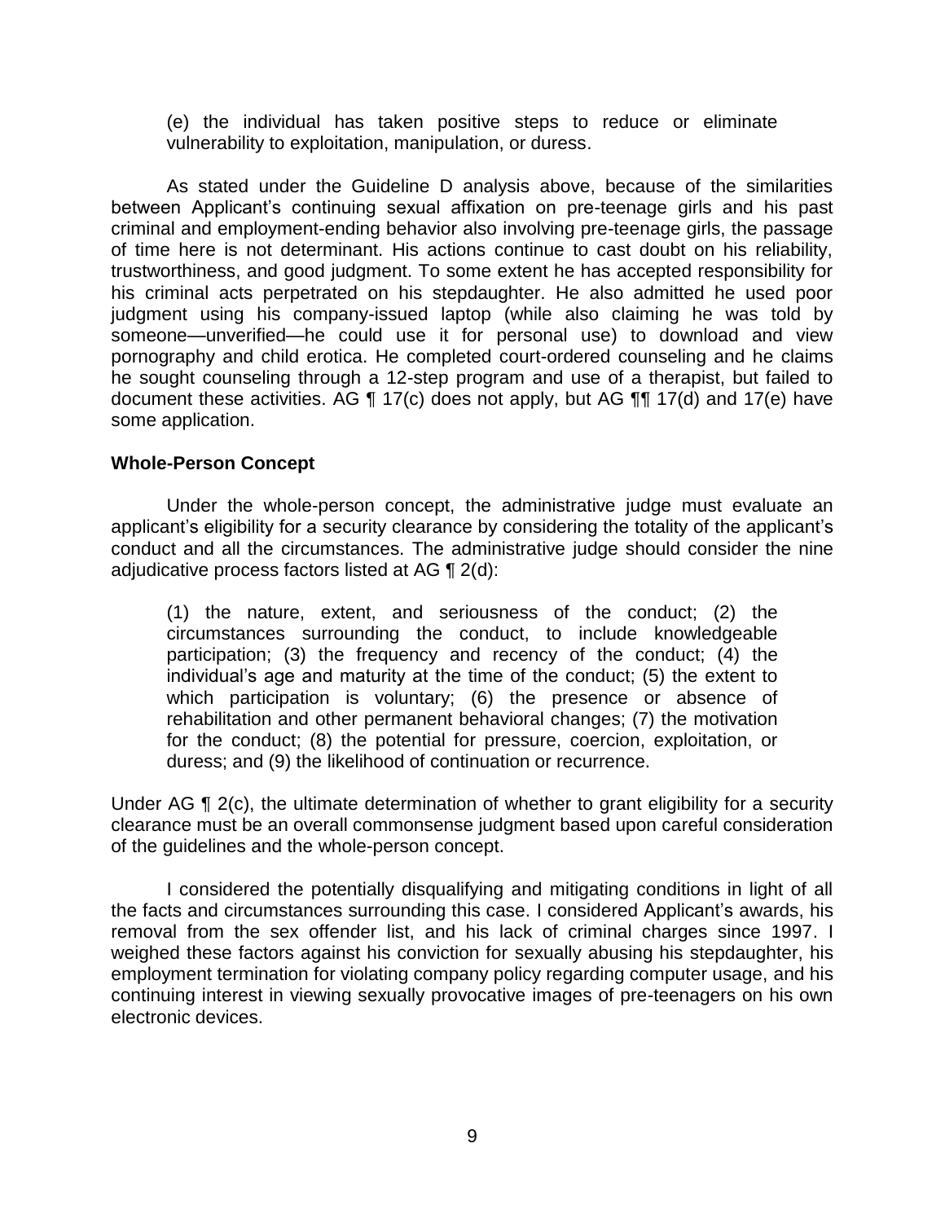(e) the individual has taken positive steps to reduce or eliminate vulnerability to exploitation, manipulation, or duress.

As stated under the Guideline D analysis above, because of the similarities between Applicant's continuing sexual affixation on pre-teenage girls and his past criminal and employment-ending behavior also involving pre-teenage girls, the passage of time here is not determinant. His actions continue to cast doubt on his reliability, trustworthiness, and good judgment. To some extent he has accepted responsibility for his criminal acts perpetrated on his stepdaughter. He also admitted he used poor judgment using his company-issued laptop (while also claiming he was told by someone—unverified—he could use it for personal use) to download and view pornography and child erotica. He completed court-ordered counseling and he claims he sought counseling through a 12-step program and use of a therapist, but failed to document these activities. AG ¶ 17(c) does not apply, but AG ¶¶ 17(d) and 17(e) have some application.

**Whole-Person Concept**

Under the whole-person concept, the administrative judge must evaluate an applicant's eligibility for a security clearance by considering the totality of the applicant's conduct and all the circumstances. The administrative judge should consider the nine adjudicative process factors listed at AG ¶ 2(d):

> (1) the nature, extent, and seriousness of the conduct; (2) the circumstances surrounding the conduct, to include knowledgeable participation; (3) the frequency and recency of the conduct; (4) the individual's age and maturity at the time of the conduct; (5) the extent to which participation is voluntary; (6) the presence or absence of rehabilitation and other permanent behavioral changes; (7) the motivation for the conduct; (8) the potential for pressure, coercion, exploitation, or duress; and (9) the likelihood of continuation or recurrence.

Under AG ¶ 2(c), the ultimate determination of whether to grant eligibility for a security clearance must be an overall commonsense judgment based upon careful consideration of the guidelines and the whole-person concept.

I considered the potentially disqualifying and mitigating conditions in light of all the facts and circumstances surrounding this case. I considered Applicant's awards, his removal from the sex offender list, and his lack of criminal charges since 1997. I weighed these factors against his conviction for sexually abusing his stepdaughter, his employment termination for violating company policy regarding computer usage, and his continuing interest in viewing sexually provocative images of pre-teenagers on his own electronic devices.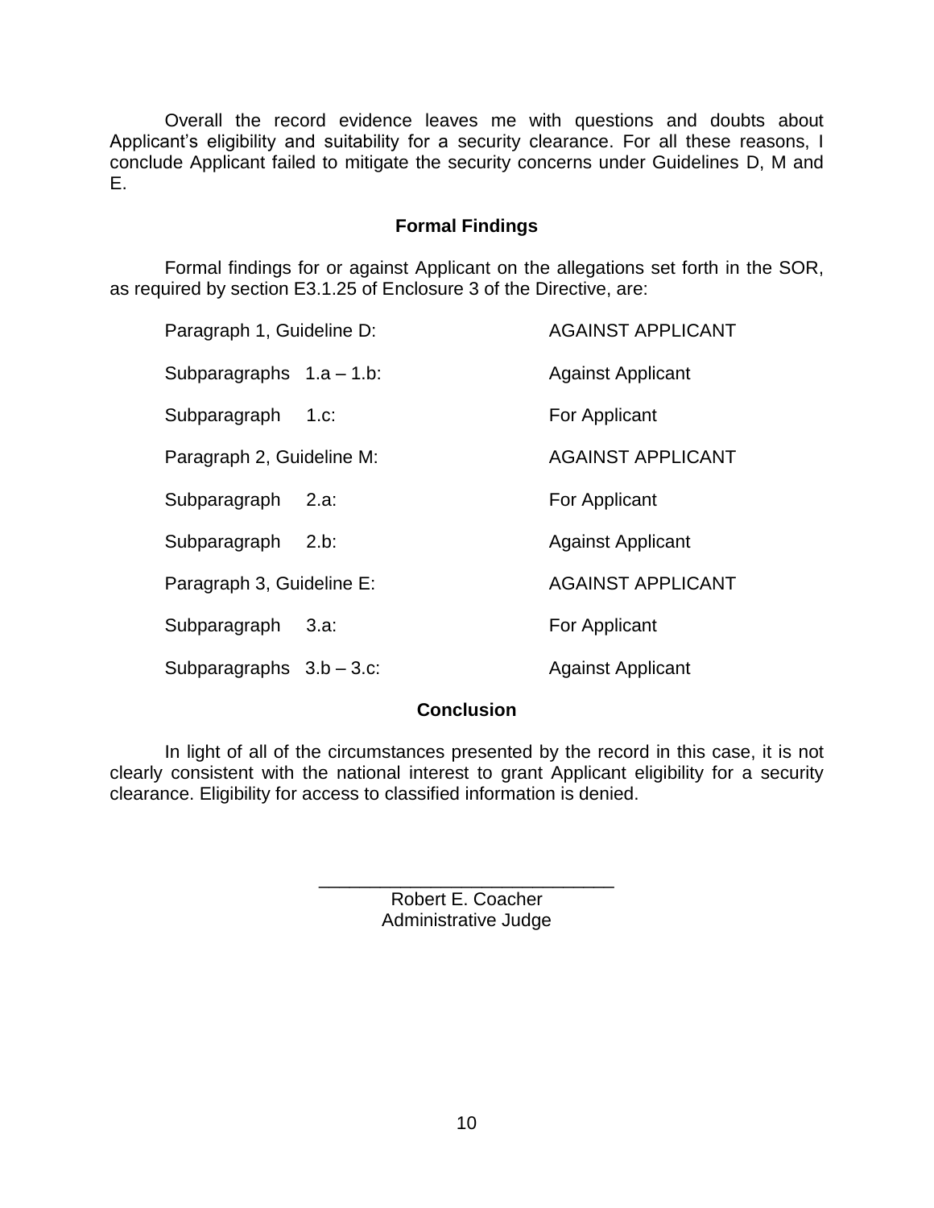Overall the record evidence leaves me with questions and doubts about Applicant's eligibility and suitability for a security clearance. For all these reasons, I conclude Applicant failed to mitigate the security concerns under Guidelines D, M and E.

## Formal Findings

Formal findings for or against Applicant on the allegations set forth in the SOR, as required by section E3.1.25 of Enclosure 3 of the Directive, are:

| | |
|---|---|
| Paragraph 1, Guideline D: | AGAINST APPLICANT |
| Subparagraphs 1.a – 1.b: | Against Applicant |
| Subparagraph 1.c: | For Applicant |
| Paragraph 2, Guideline M: | AGAINST APPLICANT |
| Subparagraph 2.a: | For Applicant |
| Subparagraph 2.b: | Against Applicant |
| Paragraph 3, Guideline E: | AGAINST APPLICANT |
| Subparagraph 3.a: | For Applicant |
| Subparagraphs 3.b – 3.c: | Against Applicant |

## Conclusion

In light of all of the circumstances presented by the record in this case, it is not clearly consistent with the national interest to grant Applicant eligibility for a security clearance. Eligibility for access to classified information is denied.

\_\_\_\_\_\_\_\_\_\_\_\_\_\_\_\_\_\_\_\_\_\_\_\_\_\_\_\_\_\_
Robert E. Coacher
Administrative Judge